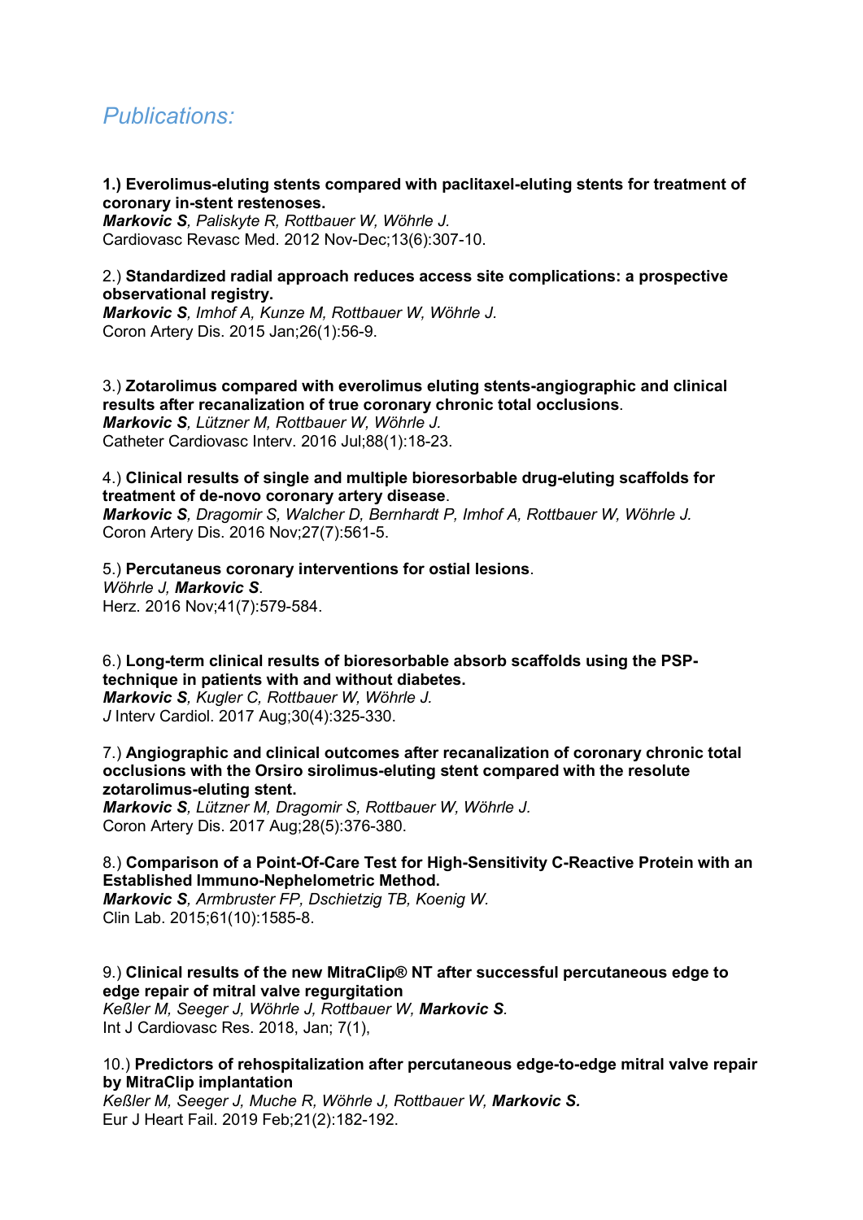## *Publications:*

**1.) Everolimus-eluting stents compared with paclitaxel-eluting stents for treatment of coronary in-stent restenoses.**
***Markovic S****, Paliskyte R, Rottbauer W, Wöhrle J.*
Cardiovasc Revasc Med. 2012 Nov-Dec;13(6):307-10.

2.) **Standardized radial approach reduces access site complications: a prospective observational registry.**
***Markovic S****, Imhof A, Kunze M, Rottbauer W, Wöhrle J.*
Coron Artery Dis. 2015 Jan;26(1):56-9.

3.) **Zotarolimus compared with everolimus eluting stents-angiographic and clinical results after recanalization of true coronary chronic total occlusions**.
***Markovic S****, Lützner M, Rottbauer W, Wöhrle J.*
Catheter Cardiovasc Interv. 2016 Jul;88(1):18-23.

4.) **Clinical results of single and multiple bioresorbable drug-eluting scaffolds for treatment of de-novo coronary artery disease**.
***Markovic S****, Dragomir S, Walcher D, Bernhardt P, Imhof A, Rottbauer W, Wöhrle J.*
Coron Artery Dis. 2016 Nov;27(7):561-5.

5.) **Percutaneus coronary interventions for ostial lesions**.
*Wöhrle J,* ***Markovic S****.*
Herz. 2016 Nov;41(7):579-584.

6.) **Long-term clinical results of bioresorbable absorb scaffolds using the PSP-technique in patients with and without diabetes.**
***Markovic S****, Kugler C, Rottbauer W, Wöhrle J.*
*J* Interv Cardiol. 2017 Aug;30(4):325-330.

7.) **Angiographic and clinical outcomes after recanalization of coronary chronic total occlusions with the Orsiro sirolimus-eluting stent compared with the resolute zotarolimus-eluting stent.**
***Markovic S****, Lützner M, Dragomir S, Rottbauer W, Wöhrle J.*
Coron Artery Dis. 2017 Aug;28(5):376-380.

8.) **Comparison of a Point-Of-Care Test for High-Sensitivity C-Reactive Protein with an Established Immuno-Nephelometric Method.**
***Markovic S****, Armbruster FP, Dschietzig TB, Koenig W.*
Clin Lab. 2015;61(10):1585-8.

9.) **Clinical results of the new MitraClip® NT after successful percutaneous edge to edge repair of mitral valve regurgitation**
*Keßler M, Seeger J, Wöhrle J, Rottbauer W,* ***Markovic S****.*
Int J Cardiovasc Res. 2018, Jan; 7(1),

10.) **Predictors of rehospitalization after percutaneous edge-to-edge mitral valve repair by MitraClip implantation**
*Keßler M, Seeger J, Muche R, Wöhrle J, Rottbauer W,* ***Markovic S.***
Eur J Heart Fail. 2019 Feb;21(2):182-192.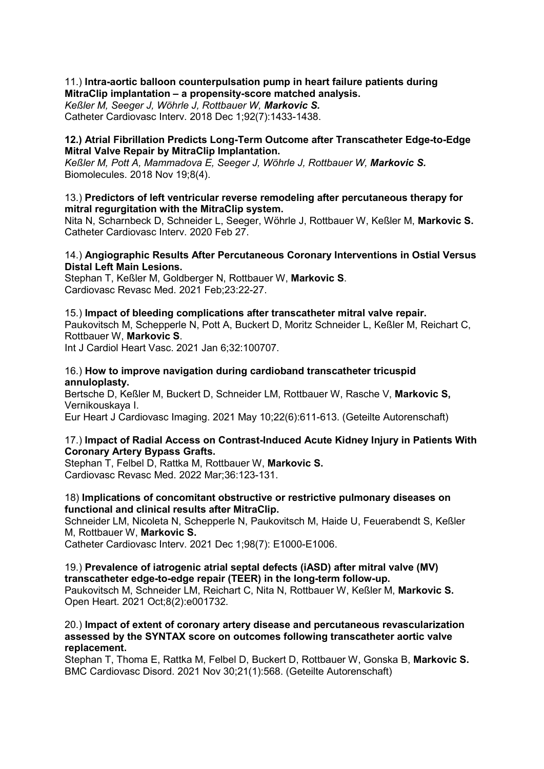11.) **Intra-aortic balloon counterpulsation pump in heart failure patients during MitraClip implantation – a propensity-score matched analysis.**
*Keßler M, Seeger J, Wöhrle J, Rottbauer W,* ***Markovic S.***
Catheter Cardiovasc Interv. 2018 Dec 1;92(7):1433-1438.

**12.) Atrial Fibrillation Predicts Long-Term Outcome after Transcatheter Edge-to-Edge Mitral Valve Repair by MitraClip Implantation.**
*Keßler M, Pott A, Mammadova E, Seeger J, Wöhrle J, Rottbauer W,* ***Markovic S.***
Biomolecules. 2018 Nov 19;8(4).

13.) **Predictors of left ventricular reverse remodeling after percutaneous therapy for mitral regurgitation with the MitraClip system.**
Nita N, Scharnbeck D, Schneider L, Seeger, Wöhrle J, Rottbauer W, Keßler M, **Markovic S.**
Catheter Cardiovasc Interv. 2020 Feb 27.

14.) **Angiographic Results After Percutaneous Coronary Interventions in Ostial Versus Distal Left Main Lesions.**
Stephan T, Keßler M, Goldberger N, Rottbauer W, **Markovic S**.
Cardiovasc Revasc Med. 2021 Feb;23:22-27.

15.) **Impact of bleeding complications after transcatheter mitral valve repair.**
Paukovitsch M, Schepperle N, Pott A, Buckert D, Moritz Schneider L, Keßler M, Reichart C, Rottbauer W, **Markovic S**.
Int J Cardiol Heart Vasc. 2021 Jan 6;32:100707.

16.) **How to improve navigation during cardioband transcatheter tricuspid annuloplasty.**
Bertsche D, Keßler M, Buckert D, Schneider LM, Rottbauer W, Rasche V, **Markovic S,** Vernikouskaya I.
Eur Heart J Cardiovasc Imaging. 2021 May 10;22(6):611-613. (Geteilte Autorenschaft)

17.) **Impact of Radial Access on Contrast-Induced Acute Kidney Injury in Patients With Coronary Artery Bypass Grafts.**
Stephan T, Felbel D, Rattka M, Rottbauer W, **Markovic S.**
Cardiovasc Revasc Med. 2022 Mar;36:123-131.

18) **Implications of concomitant obstructive or restrictive pulmonary diseases on functional and clinical results after MitraClip.**
Schneider LM, Nicoleta N, Schepperle N, Paukovitsch M, Haide U, Feuerabendt S, Keßler M, Rottbauer W, **Markovic S.**
Catheter Cardiovasc Interv. 2021 Dec 1;98(7): E1000-E1006.

19.) **Prevalence of iatrogenic atrial septal defects (iASD) after mitral valve (MV) transcatheter edge-to-edge repair (TEER) in the long-term follow-up.**
Paukovitsch M, Schneider LM, Reichart C, Nita N, Rottbauer W, Keßler M, **Markovic S.**
Open Heart. 2021 Oct;8(2):e001732.

20.) **Impact of extent of coronary artery disease and percutaneous revascularization assessed by the SYNTAX score on outcomes following transcatheter aortic valve replacement.**
Stephan T, Thoma E, Rattka M, Felbel D, Buckert D, Rottbauer W, Gonska B, **Markovic S.**
BMC Cardiovasc Disord. 2021 Nov 30;21(1):568. (Geteilte Autorenschaft)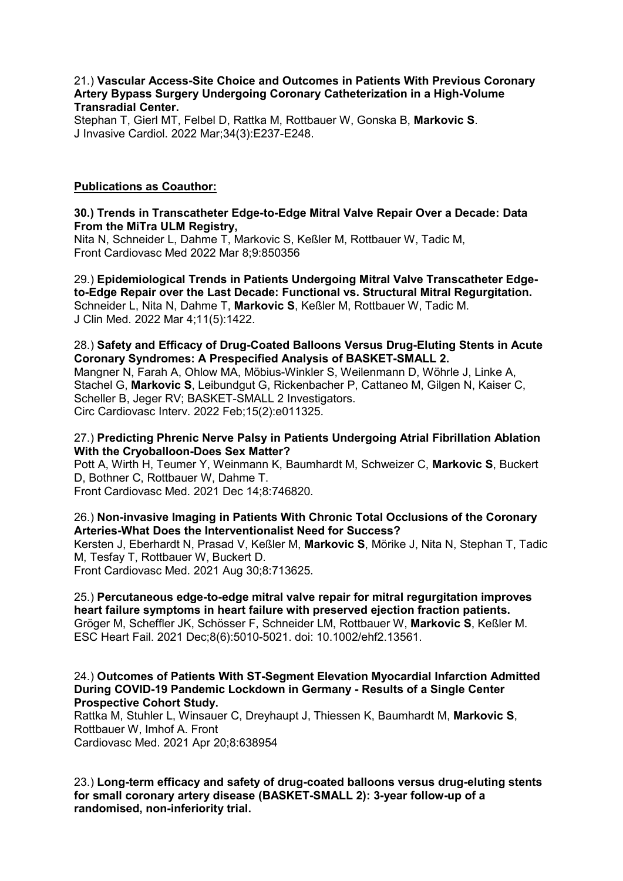21.) **Vascular Access-Site Choice and Outcomes in Patients With Previous Coronary Artery Bypass Surgery Undergoing Coronary Catheterization in a High-Volume Transradial Center.**
Stephan T, Gierl MT, Felbel D, Rattka M, Rottbauer W, Gonska B, **Markovic S**.
J Invasive Cardiol. 2022 Mar;34(3):E237-E248.

**Publications as Coauthor:**

**30.) Trends in Transcatheter Edge-to-Edge Mitral Valve Repair Over a Decade: Data From the MiTra ULM Registry,**
Nita N, Schneider L, Dahme T, Markovic S, Keßler M, Rottbauer W, Tadic M,
Front Cardiovasc Med 2022 Mar 8;9:850356

29.) **Epidemiological Trends in Patients Undergoing Mitral Valve Transcatheter Edge-to-Edge Repair over the Last Decade: Functional vs. Structural Mitral Regurgitation.**
Schneider L, Nita N, Dahme T, **Markovic S**, Keßler M, Rottbauer W, Tadic M.
J Clin Med. 2022 Mar 4;11(5):1422.

28.) **Safety and Efficacy of Drug-Coated Balloons Versus Drug-Eluting Stents in Acute Coronary Syndromes: A Prespecified Analysis of BASKET-SMALL 2.**
Mangner N, Farah A, Ohlow MA, Möbius-Winkler S, Weilenmann D, Wöhrle J, Linke A, Stachel G, **Markovic S**, Leibundgut G, Rickenbacher P, Cattaneo M, Gilgen N, Kaiser C, Scheller B, Jeger RV; BASKET-SMALL 2 Investigators.
Circ Cardiovasc Interv. 2022 Feb;15(2):e011325.

27.) **Predicting Phrenic Nerve Palsy in Patients Undergoing Atrial Fibrillation Ablation With the Cryoballoon-Does Sex Matter?**
Pott A, Wirth H, Teumer Y, Weinmann K, Baumhardt M, Schweizer C, **Markovic S**, Buckert D, Bothner C, Rottbauer W, Dahme T.
Front Cardiovasc Med. 2021 Dec 14;8:746820.

26.) **Non-invasive Imaging in Patients With Chronic Total Occlusions of the Coronary Arteries-What Does the Interventionalist Need for Success?**
Kersten J, Eberhardt N, Prasad V, Keßler M, **Markovic S**, Mörike J, Nita N, Stephan T, Tadic M, Tesfay T, Rottbauer W, Buckert D.
Front Cardiovasc Med. 2021 Aug 30;8:713625.

25.) **Percutaneous edge-to-edge mitral valve repair for mitral regurgitation improves heart failure symptoms in heart failure with preserved ejection fraction patients.**
Gröger M, Scheffler JK, Schösser F, Schneider LM, Rottbauer W, **Markovic S**, Keßler M.
ESC Heart Fail. 2021 Dec;8(6):5010-5021. doi: 10.1002/ehf2.13561.

24.) **Outcomes of Patients With ST-Segment Elevation Myocardial Infarction Admitted During COVID-19 Pandemic Lockdown in Germany - Results of a Single Center Prospective Cohort Study.**
Rattka M, Stuhler L, Winsauer C, Dreyhaupt J, Thiessen K, Baumhardt M, **Markovic S**, Rottbauer W, Imhof A. Front
Cardiovasc Med. 2021 Apr 20;8:638954

23.) **Long-term efficacy and safety of drug-coated balloons versus drug-eluting stents for small coronary artery disease (BASKET-SMALL 2): 3-year follow-up of a randomised, non-inferiority trial.**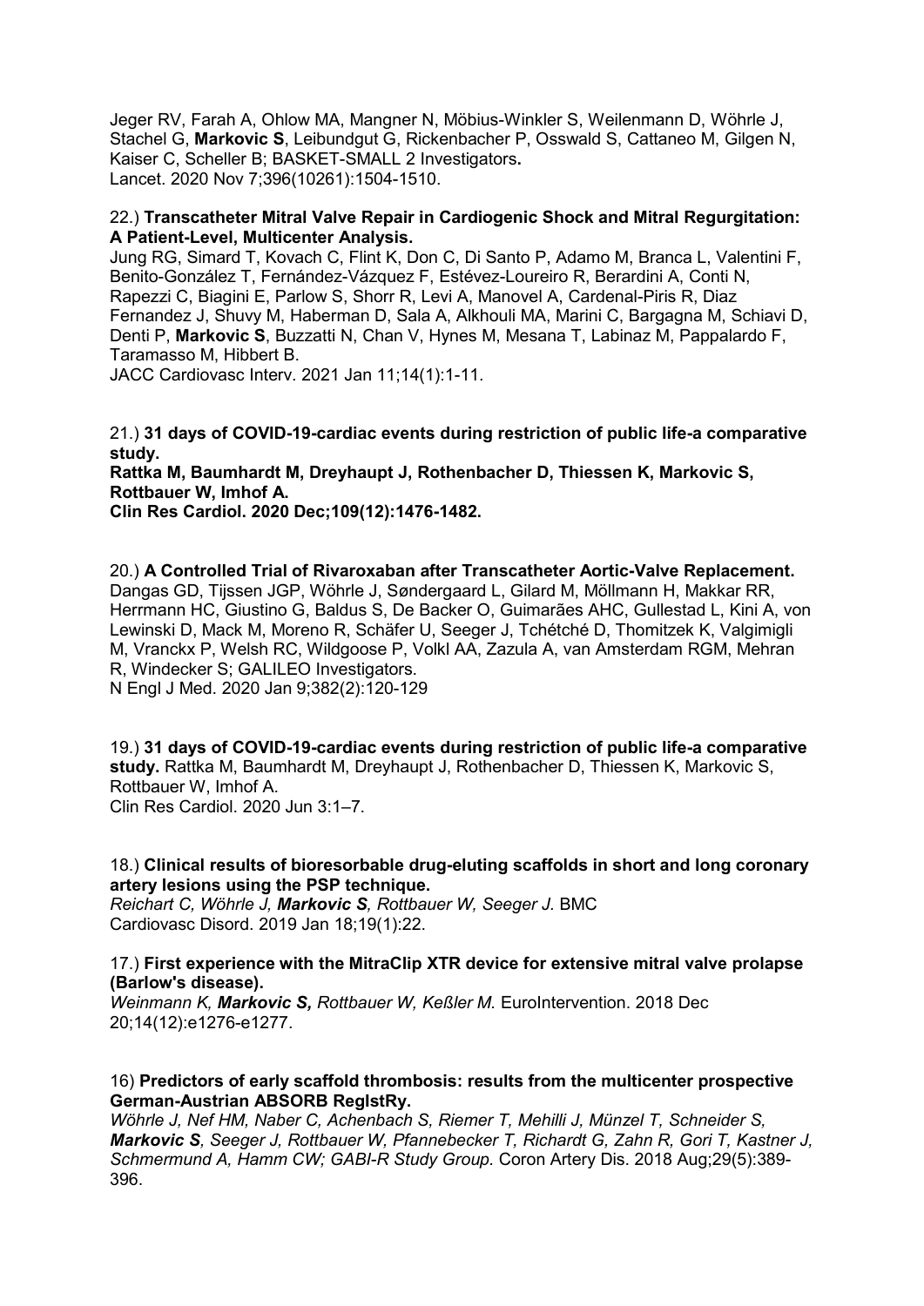Jeger RV, Farah A, Ohlow MA, Mangner N, Möbius-Winkler S, Weilenmann D, Wöhrle J, Stachel G, **Markovic S**, Leibundgut G, Rickenbacher P, Osswald S, Cattaneo M, Gilgen N, Kaiser C, Scheller B; BASKET-SMALL 2 Investigators**.**
Lancet. 2020 Nov 7;396(10261):1504-1510.

22.) **Transcatheter Mitral Valve Repair in Cardiogenic Shock and Mitral Regurgitation: A Patient-Level, Multicenter Analysis.**
Jung RG, Simard T, Kovach C, Flint K, Don C, Di Santo P, Adamo M, Branca L, Valentini F, Benito-González T, Fernández-Vázquez F, Estévez-Loureiro R, Berardini A, Conti N, Rapezzi C, Biagini E, Parlow S, Shorr R, Levi A, Manovel A, Cardenal-Piris R, Diaz Fernandez J, Shuvy M, Haberman D, Sala A, Alkhouli MA, Marini C, Bargagna M, Schiavi D, Denti P, **Markovic S**, Buzzatti N, Chan V, Hynes M, Mesana T, Labinaz M, Pappalardo F, Taramasso M, Hibbert B.
JACC Cardiovasc Interv. 2021 Jan 11;14(1):1-11.

21.) **31 days of COVID-19-cardiac events during restriction of public life-a comparative study.**
**Rattka M, Baumhardt M, Dreyhaupt J, Rothenbacher D, Thiessen K, Markovic S, Rottbauer W, Imhof A.**
**Clin Res Cardiol. 2020 Dec;109(12):1476-1482.**

20.) **A Controlled Trial of Rivaroxaban after Transcatheter Aortic-Valve Replacement.**
Dangas GD, Tijssen JGP, Wöhrle J, Søndergaard L, Gilard M, Möllmann H, Makkar RR, Herrmann HC, Giustino G, Baldus S, De Backer O, Guimarães AHC, Gullestad L, Kini A, von Lewinski D, Mack M, Moreno R, Schäfer U, Seeger J, Tchétché D, Thomitzek K, Valgimigli M, Vranckx P, Welsh RC, Wildgoose P, Volkl AA, Zazula A, van Amsterdam RGM, Mehran R, Windecker S; GALILEO Investigators.
N Engl J Med. 2020 Jan 9;382(2):120-129

19.) **31 days of COVID-19-cardiac events during restriction of public life-a comparative study.** Rattka M, Baumhardt M, Dreyhaupt J, Rothenbacher D, Thiessen K, Markovic S, Rottbauer W, Imhof A.
Clin Res Cardiol. 2020 Jun 3:1–7.

18.) **Clinical results of bioresorbable drug-eluting scaffolds in short and long coronary artery lesions using the PSP technique.**
*Reichart C, Wöhrle J,* ***Markovic S****, Rottbauer W, Seeger J.* BMC Cardiovasc Disord. 2019 Jan 18;19(1):22.

17.) **First experience with the MitraClip XTR device for extensive mitral valve prolapse (Barlow's disease).**
*Weinmann K,* ***Markovic S,*** *Rottbauer W, Keßler M.* EuroIntervention. 2018 Dec 20;14(12):e1276-e1277.

16) **Predictors of early scaffold thrombosis: results from the multicenter prospective German-Austrian ABSORB RegIstRy.**
*Wöhrle J, Nef HM, Naber C, Achenbach S, Riemer T, Mehilli J, Münzel T, Schneider S,* ***Markovic S****, Seeger J, Rottbauer W, Pfannebecker T, Richardt G, Zahn R, Gori T, Kastner J, Schmermund A, Hamm CW; GABI-R Study Group.* Coron Artery Dis. 2018 Aug;29(5):389-396.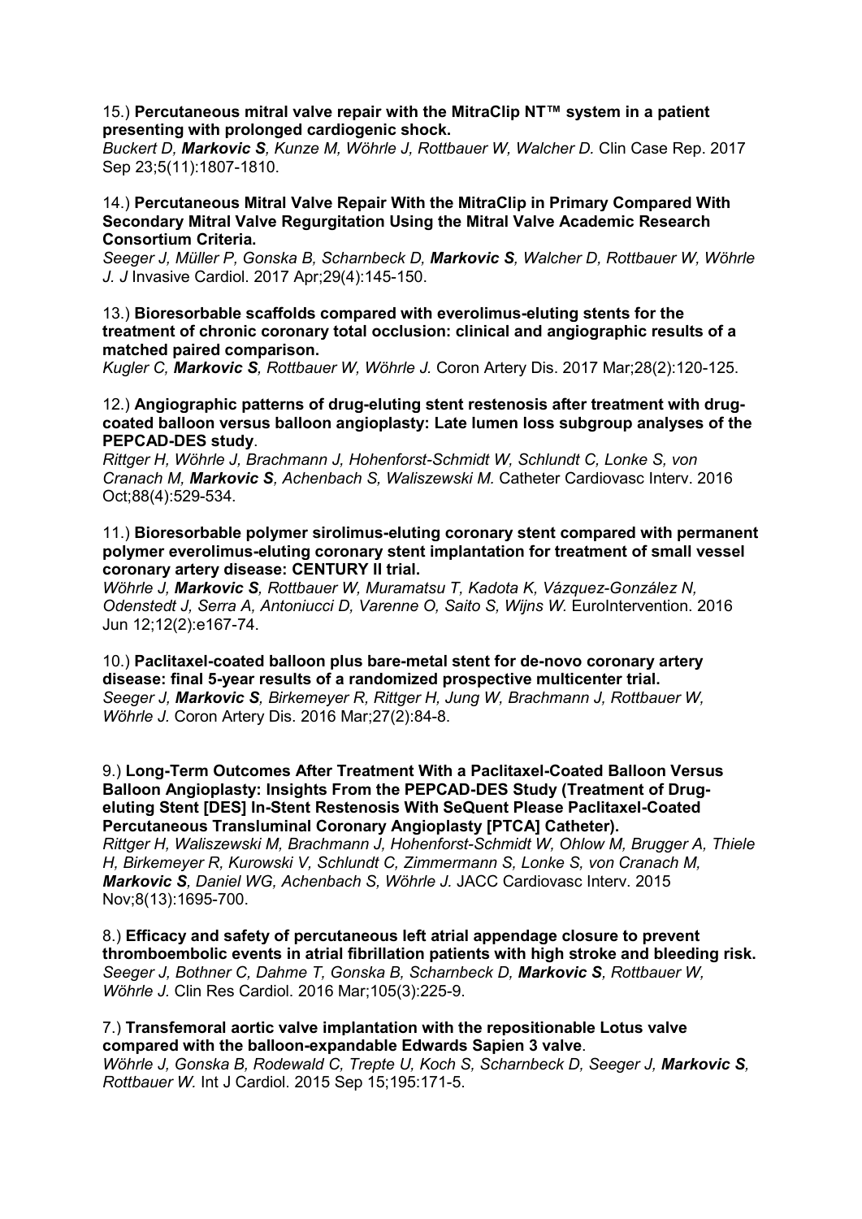15.) **Percutaneous mitral valve repair with the MitraClip NT™ system in a patient presenting with prolonged cardiogenic shock.**
*Buckert D, **Markovic S**, Kunze M, Wöhrle J, Rottbauer W, Walcher D.* Clin Case Rep. 2017 Sep 23;5(11):1807-1810.

14.) **Percutaneous Mitral Valve Repair With the MitraClip in Primary Compared With Secondary Mitral Valve Regurgitation Using the Mitral Valve Academic Research Consortium Criteria.**
*Seeger J, Müller P, Gonska B, Scharnbeck D, **Markovic S**, Walcher D, Rottbauer W, Wöhrle J. J* Invasive Cardiol. 2017 Apr;29(4):145-150.

13.) **Bioresorbable scaffolds compared with everolimus-eluting stents for the treatment of chronic coronary total occlusion: clinical and angiographic results of a matched paired comparison.**
*Kugler C, **Markovic S**, Rottbauer W, Wöhrle J.* Coron Artery Dis. 2017 Mar;28(2):120-125.

12.) **Angiographic patterns of drug-eluting stent restenosis after treatment with drug-coated balloon versus balloon angioplasty: Late lumen loss subgroup analyses of the PEPCAD-DES study**.
*Rittger H, Wöhrle J, Brachmann J, Hohenforst-Schmidt W, Schlundt C, Lonke S, von Cranach M, **Markovic S**, Achenbach S, Waliszewski M.* Catheter Cardiovasc Interv. 2016 Oct;88(4):529-534.

11.) **Bioresorbable polymer sirolimus-eluting coronary stent compared with permanent polymer everolimus-eluting coronary stent implantation for treatment of small vessel coronary artery disease: CENTURY II trial.**
*Wöhrle J, **Markovic S**, Rottbauer W, Muramatsu T, Kadota K, Vázquez-González N, Odenstedt J, Serra A, Antoniucci D, Varenne O, Saito S, Wijns W.* EuroIntervention. 2016 Jun 12;12(2):e167-74.

10.) **Paclitaxel-coated balloon plus bare-metal stent for de-novo coronary artery disease: final 5-year results of a randomized prospective multicenter trial.**
*Seeger J, **Markovic S**, Birkemeyer R, Rittger H, Jung W, Brachmann J, Rottbauer W, Wöhrle J.* Coron Artery Dis. 2016 Mar;27(2):84-8.

9.) **Long-Term Outcomes After Treatment With a Paclitaxel-Coated Balloon Versus Balloon Angioplasty: Insights From the PEPCAD-DES Study (Treatment of Drug-eluting Stent [DES] In-Stent Restenosis With SeQuent Please Paclitaxel-Coated Percutaneous Transluminal Coronary Angioplasty [PTCA] Catheter).**
*Rittger H, Waliszewski M, Brachmann J, Hohenforst-Schmidt W, Ohlow M, Brugger A, Thiele H, Birkemeyer R, Kurowski V, Schlundt C, Zimmermann S, Lonke S, von Cranach M, **Markovic S**, Daniel WG, Achenbach S, Wöhrle J.* JACC Cardiovasc Interv. 2015 Nov;8(13):1695-700.

8.) **Efficacy and safety of percutaneous left atrial appendage closure to prevent thromboembolic events in atrial fibrillation patients with high stroke and bleeding risk.**
*Seeger J, Bothner C, Dahme T, Gonska B, Scharnbeck D, **Markovic S**, Rottbauer W, Wöhrle J.* Clin Res Cardiol. 2016 Mar;105(3):225-9.

7.) **Transfemoral aortic valve implantation with the repositionable Lotus valve compared with the balloon-expandable Edwards Sapien 3 valve**.
*Wöhrle J, Gonska B, Rodewald C, Trepte U, Koch S, Scharnbeck D, Seeger J, **Markovic S**, Rottbauer W.* Int J Cardiol. 2015 Sep 15;195:171-5.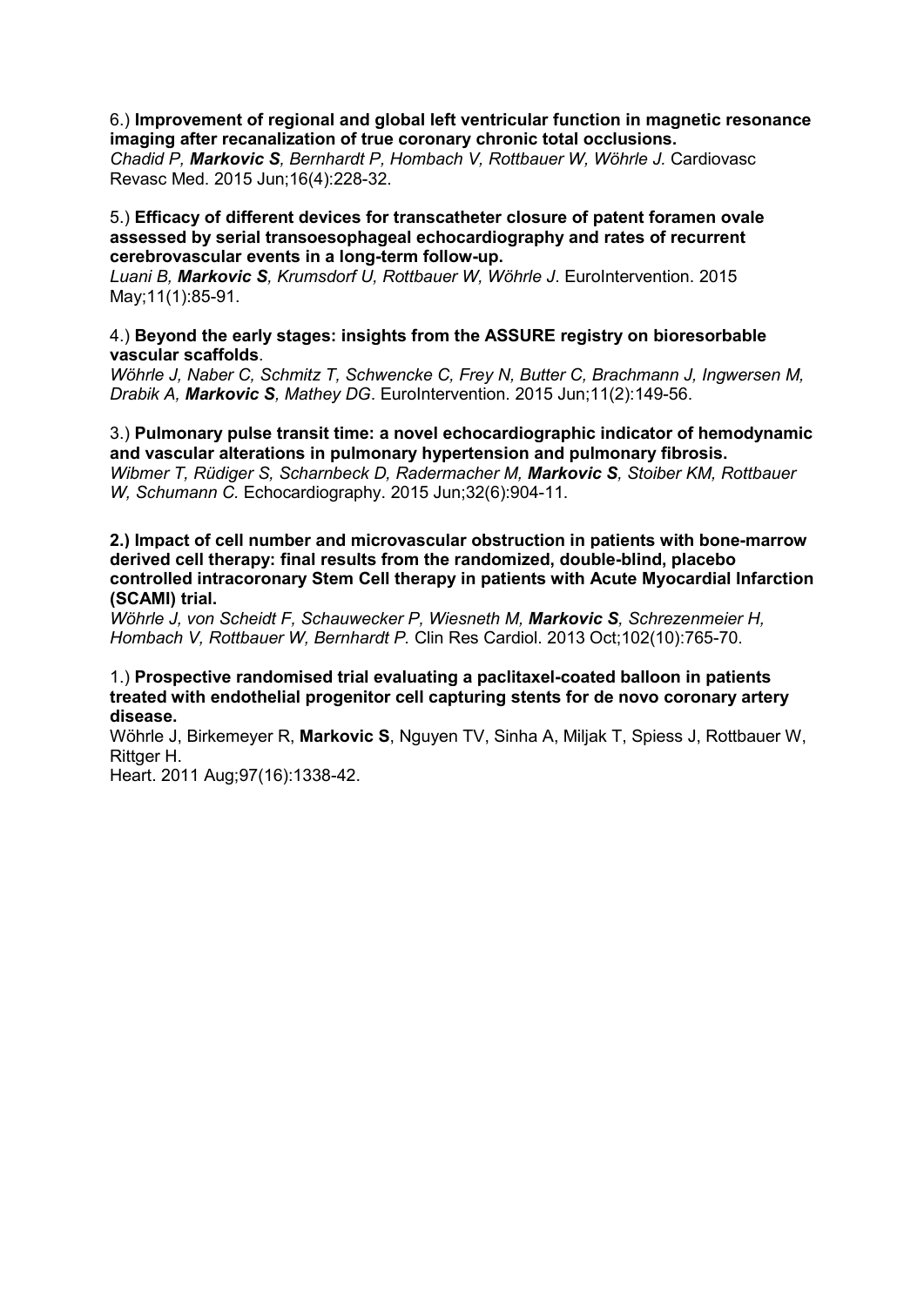6.) **Improvement of regional and global left ventricular function in magnetic resonance imaging after recanalization of true coronary chronic total occlusions.**
*Chadid P, **Markovic S**, Bernhardt P, Hombach V, Rottbauer W, Wöhrle J.* Cardiovasc Revasc Med. 2015 Jun;16(4):228-32.

5.) **Efficacy of different devices for transcatheter closure of patent foramen ovale assessed by serial transoesophageal echocardiography and rates of recurrent cerebrovascular events in a long-term follow-up.**
*Luani B, **Markovic S**, Krumsdorf U, Rottbauer W, Wöhrle J*. EuroIntervention. 2015 May;11(1):85-91.

4.) **Beyond the early stages: insights from the ASSURE registry on bioresorbable vascular scaffolds**.
*Wöhrle J, Naber C, Schmitz T, Schwencke C, Frey N, Butter C, Brachmann J, Ingwersen M, Drabik A, **Markovic S**, Mathey DG*. EuroIntervention. 2015 Jun;11(2):149-56.

3.) **Pulmonary pulse transit time: a novel echocardiographic indicator of hemodynamic and vascular alterations in pulmonary hypertension and pulmonary fibrosis.**
*Wibmer T, Rüdiger S, Scharnbeck D, Radermacher M, **Markovic S**, Stoiber KM, Rottbauer W, Schumann C.* Echocardiography. 2015 Jun;32(6):904-11.

**2.) Impact of cell number and microvascular obstruction in patients with bone-marrow derived cell therapy: final results from the randomized, double-blind, placebo controlled intracoronary Stem Cell therapy in patients with Acute Myocardial Infarction (SCAMI) trial.**
*Wöhrle J, von Scheidt F, Schauwecker P, Wiesneth M, **Markovic S**, Schrezenmeier H, Hombach V, Rottbauer W, Bernhardt P.* Clin Res Cardiol. 2013 Oct;102(10):765-70.

1.) **Prospective randomised trial evaluating a paclitaxel-coated balloon in patients treated with endothelial progenitor cell capturing stents for de novo coronary artery disease.**
Wöhrle J, Birkemeyer R, **Markovic S**, Nguyen TV, Sinha A, Miljak T, Spiess J, Rottbauer W, Rittger H.
Heart. 2011 Aug;97(16):1338-42.